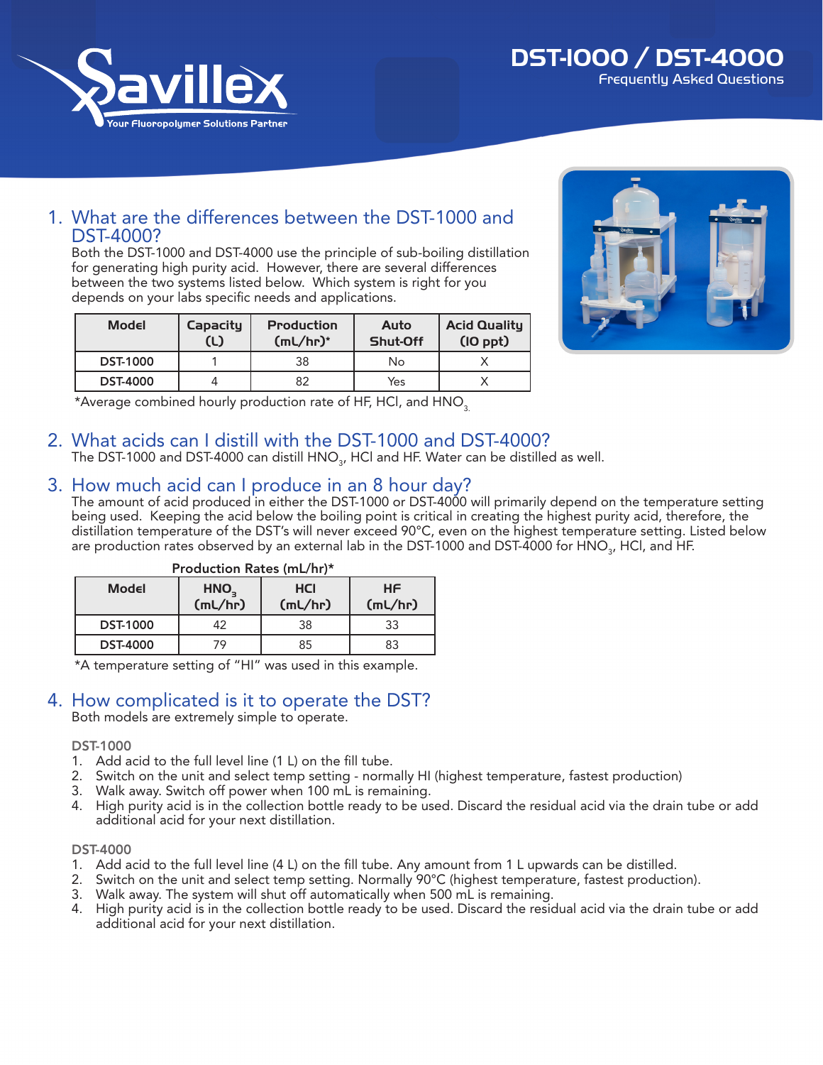# DST-1000 / DST-4000

Frequently Asked Questions

## 1. What are the differences between the DST-1000 and DST-4000?

Both the DST-1000 and DST-4000 use the principle of sub-boiling distillation for generating high purity acid. However, there are several differences between the two systems listed below. Which system is right for you depends on your labs specific needs and applications.

| Model | Capacity (L) | Production (mL/hr)* | Auto Shut-Off | Acid Quality (10 ppt) |
|---|---|---|---|---|
| DST-1000 | 1 | 38 | No | X |
| DST-4000 | 4 | 82 | Yes | X |

*Average combined hourly production rate of HF, HCl, and $HNO_3$.

## 2. What acids can I distill with the DST-1000 and DST-4000?

The DST-1000 and DST-4000 can distill $HNO_3$, HCl and HF. Water can be distilled as well.

## 3. How much acid can I produce in an 8 hour day?

The amount of acid produced in either the DST-1000 or DST-4000 will primarily depend on the temperature setting being used. Keeping the acid below the boiling point is critical in creating the highest purity acid, therefore, the distillation temperature of the DST's will never exceed 90°C, even on the highest temperature setting. Listed below are production rates observed by an external lab in the DST-1000 and DST-4000 for $HNO_3$, HCl, and HF.

**Production Rates (mL/hr)***

| Model | $HNO_3$ (mL/hr) | HCl (mL/hr) | HF (mL/hr) |
|---|---|---|---|
| DST-1000 | 42 | 38 | 33 |
| DST-4000 | 79 | 85 | 83 |

*A temperature setting of "HI" was used in this example.

## 4. How complicated is it to operate the DST?

Both models are extremely simple to operate.

### DST-1000

1. Add acid to the full level line (1 L) on the fill tube.
2. Switch on the unit and select temp setting - normally HI (highest temperature, fastest production)
3. Walk away. Switch off power when 100 mL is remaining.
4. High purity acid is in the collection bottle ready to be used. Discard the residual acid via the drain tube or add additional acid for your next distillation.

### DST-4000

1. Add acid to the full level line (4 L) on the fill tube. Any amount from 1 L upwards can be distilled.
2. Switch on the unit and select temp setting. Normally 90°C (highest temperature, fastest production).
3. Walk away. The system will shut off automatically when 500 mL is remaining.
4. High purity acid is in the collection bottle ready to be used. Discard the residual acid via the drain tube or add additional acid for your next distillation.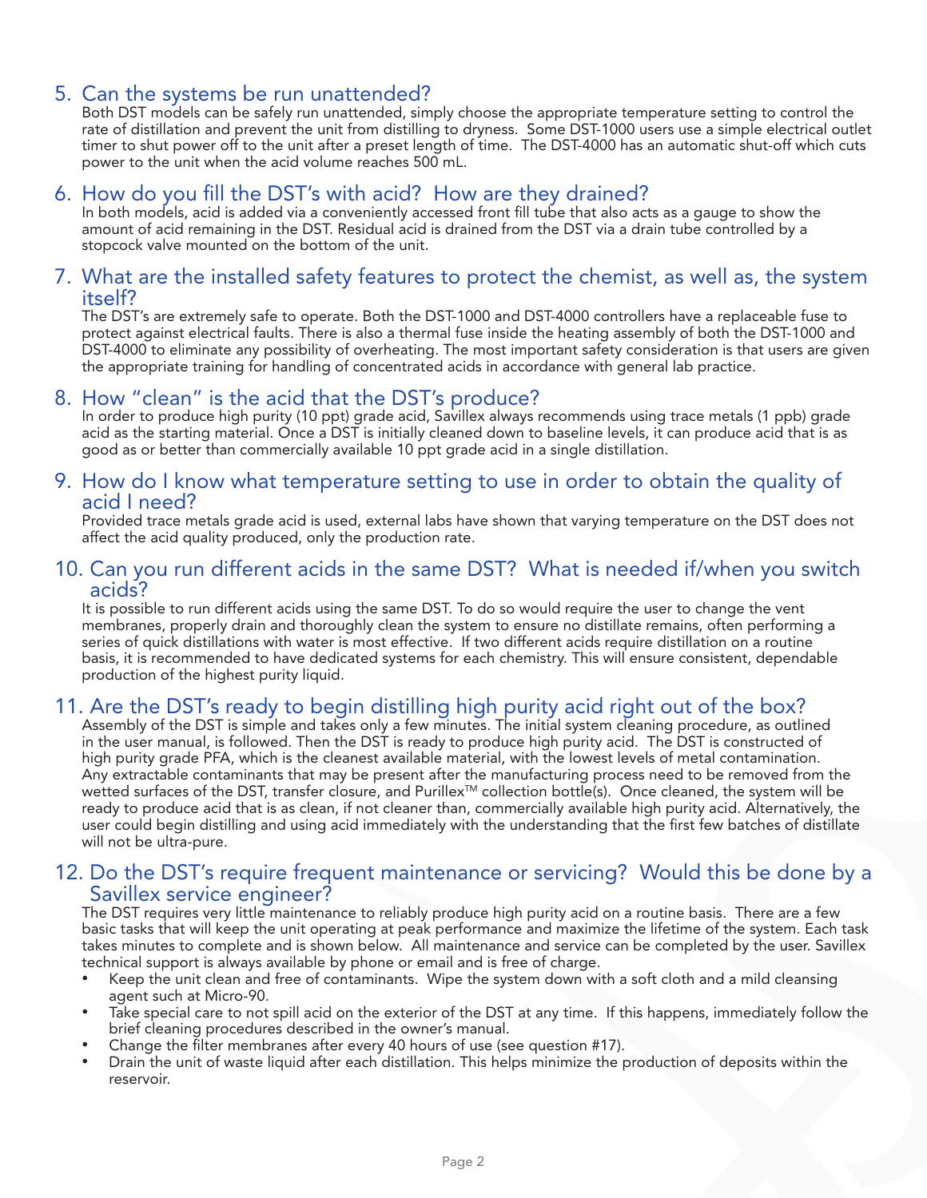## 5. Can the systems be run unattended?

Both DST models can be safely run unattended, simply choose the appropriate temperature setting to control the rate of distillation and prevent the unit from distilling to dryness. Some DST-1000 users use a simple electrical outlet timer to shut power off to the unit after a preset length of time. The DST-4000 has an automatic shut-off which cuts power to the unit when the acid volume reaches 500 mL.

## 6. How do you fill the DST's with acid? How are they drained?

In both models, acid is added via a conveniently accessed front fill tube that also acts as a gauge to show the amount of acid remaining in the DST. Residual acid is drained from the DST via a drain tube controlled by a stopcock valve mounted on the bottom of the unit.

## 7. What are the installed safety features to protect the chemist, as well as, the system itself?

The DST's are extremely safe to operate. Both the DST-1000 and DST-4000 controllers have a replaceable fuse to protect against electrical faults. There is also a thermal fuse inside the heating assembly of both the DST-1000 and DST-4000 to eliminate any possibility of overheating. The most important safety consideration is that users are given the appropriate training for handling of concentrated acids in accordance with general lab practice.

## 8. How "clean" is the acid that the DST's produce?

In order to produce high purity (10 ppt) grade acid, Savillex always recommends using trace metals (1 ppb) grade acid as the starting material. Once a DST is initially cleaned down to baseline levels, it can produce acid that is as good as or better than commercially available 10 ppt grade acid in a single distillation.

## 9. How do I know what temperature setting to use in order to obtain the quality of acid I need?

Provided trace metals grade acid is used, external labs have shown that varying temperature on the DST does not affect the acid quality produced, only the production rate.

## 10. Can you run different acids in the same DST? What is needed if/when you switch acids?

It is possible to run different acids using the same DST. To do so would require the user to change the vent membranes, properly drain and thoroughly clean the system to ensure no distillate remains, often performing a series of quick distillations with water is most effective. If two different acids require distillation on a routine basis, it is recommended to have dedicated systems for each chemistry. This will ensure consistent, dependable production of the highest purity liquid.

## 11. Are the DST's ready to begin distilling high purity acid right out of the box?

Assembly of the DST is simple and takes only a few minutes. The initial system cleaning procedure, as outlined in the user manual, is followed. Then the DST is ready to produce high purity acid. The DST is constructed of high purity grade PFA, which is the cleanest available material, with the lowest levels of metal contamination. Any extractable contaminants that may be present after the manufacturing process need to be removed from the wetted surfaces of the DST, transfer closure, and Purillex™ collection bottle(s). Once cleaned, the system will be ready to produce acid that is as clean, if not cleaner than, commercially available high purity acid. Alternatively, the user could begin distilling and using acid immediately with the understanding that the first few batches of distillate will not be ultra-pure.

## 12. Do the DST's require frequent maintenance or servicing? Would this be done by a Savillex service engineer?

The DST requires very little maintenance to reliably produce high purity acid on a routine basis. There are a few basic tasks that will keep the unit operating at peak performance and maximize the lifetime of the system. Each task takes minutes to complete and is shown below. All maintenance and service can be completed by the user. Savillex technical support is always available by phone or email and is free of charge.

- Keep the unit clean and free of contaminants. Wipe the system down with a soft cloth and a mild cleansing agent such at Micro-90.
- Take special care to not spill acid on the exterior of the DST at any time. If this happens, immediately follow the brief cleaning procedures described in the owner's manual.
- Change the filter membranes after every 40 hours of use (see question #17).
- Drain the unit of waste liquid after each distillation. This helps minimize the production of deposits within the reservoir.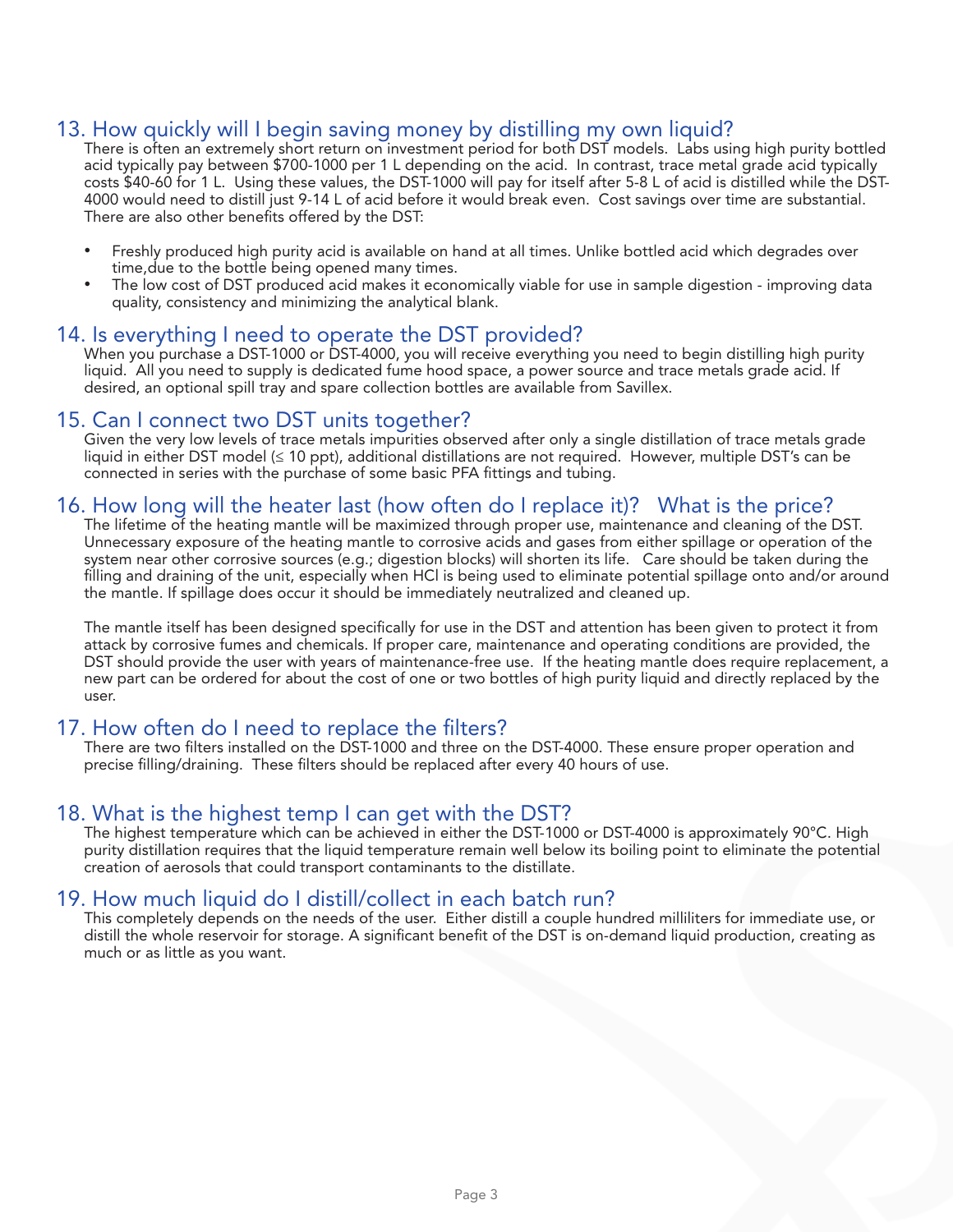## 13. How quickly will I begin saving money by distilling my own liquid?

There is often an extremely short return on investment period for both DST models. Labs using high purity bottled acid typically pay between $700-1000 per 1 L depending on the acid. In contrast, trace metal grade acid typically costs $40-60 for 1 L. Using these values, the DST-1000 will pay for itself after 5-8 L of acid is distilled while the DST-4000 would need to distill just 9-14 L of acid before it would break even. Cost savings over time are substantial. There are also other benefits offered by the DST:

- Freshly produced high purity acid is available on hand at all times. Unlike bottled acid which degrades over time,due to the bottle being opened many times.
- The low cost of DST produced acid makes it economically viable for use in sample digestion - improving data quality, consistency and minimizing the analytical blank.

## 14. Is everything I need to operate the DST provided?

When you purchase a DST-1000 or DST-4000, you will receive everything you need to begin distilling high purity liquid. All you need to supply is dedicated fume hood space, a power source and trace metals grade acid. If desired, an optional spill tray and spare collection bottles are available from Savillex.

## 15. Can I connect two DST units together?

Given the very low levels of trace metals impurities observed after only a single distillation of trace metals grade liquid in either DST model (≤ 10 ppt), additional distillations are not required. However, multiple DST's can be connected in series with the purchase of some basic PFA fittings and tubing.

## 16. How long will the heater last (how often do I replace it)? What is the price?

The lifetime of the heating mantle will be maximized through proper use, maintenance and cleaning of the DST. Unnecessary exposure of the heating mantle to corrosive acids and gases from either spillage or operation of the system near other corrosive sources (e.g.; digestion blocks) will shorten its life. Care should be taken during the filling and draining of the unit, especially when HCl is being used to eliminate potential spillage onto and/or around the mantle. If spillage does occur it should be immediately neutralized and cleaned up.

The mantle itself has been designed specifically for use in the DST and attention has been given to protect it from attack by corrosive fumes and chemicals. If proper care, maintenance and operating conditions are provided, the DST should provide the user with years of maintenance-free use. If the heating mantle does require replacement, a new part can be ordered for about the cost of one or two bottles of high purity liquid and directly replaced by the user.

## 17. How often do I need to replace the filters?

There are two filters installed on the DST-1000 and three on the DST-4000. These ensure proper operation and precise filling/draining. These filters should be replaced after every 40 hours of use.

## 18. What is the highest temp I can get with the DST?

The highest temperature which can be achieved in either the DST-1000 or DST-4000 is approximately 90°C. High purity distillation requires that the liquid temperature remain well below its boiling point to eliminate the potential creation of aerosols that could transport contaminants to the distillate.

## 19. How much liquid do I distill/collect in each batch run?

This completely depends on the needs of the user. Either distill a couple hundred milliliters for immediate use, or distill the whole reservoir for storage. A significant benefit of the DST is on-demand liquid production, creating as much or as little as you want.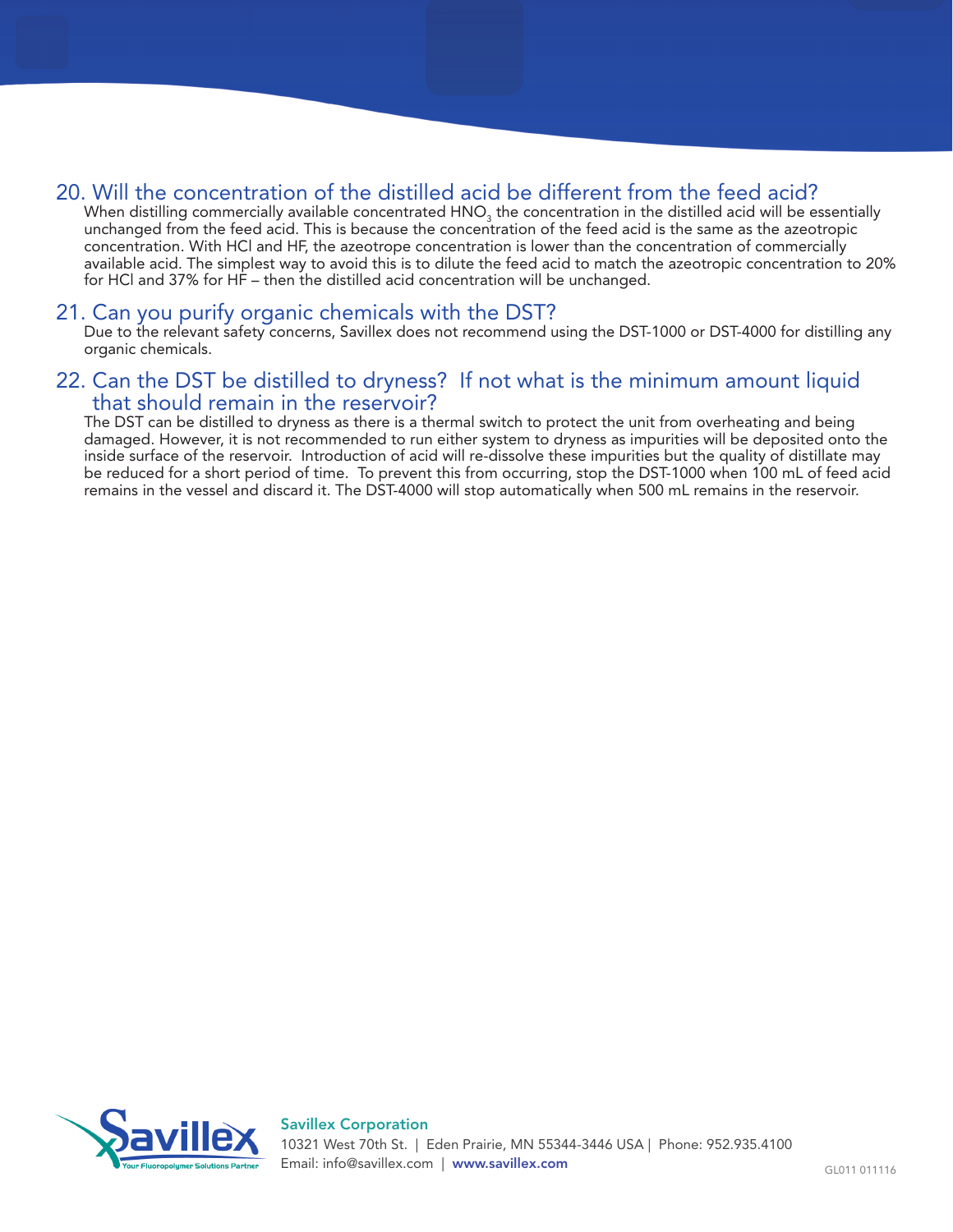## 20. Will the concentration of the distilled acid be different from the feed acid?

When distilling commercially available concentrated $HNO_3$ the concentration in the distilled acid will be essentially unchanged from the feed acid. This is because the concentration of the feed acid is the same as the azeotropic concentration. With HCl and HF, the azeotrope concentration is lower than the concentration of commercially available acid. The simplest way to avoid this is to dilute the feed acid to match the azeotropic concentration to 20% for HCl and 37% for HF – then the distilled acid concentration will be unchanged.

## 21. Can you purify organic chemicals with the DST?

Due to the relevant safety concerns, Savillex does not recommend using the DST-1000 or DST-4000 for distilling any organic chemicals.

## 22. Can the DST be distilled to dryness? If not what is the minimum amount liquid that should remain in the reservoir?

The DST can be distilled to dryness as there is a thermal switch to protect the unit from overheating and being damaged. However, it is not recommended to run either system to dryness as impurities will be deposited onto the inside surface of the reservoir. Introduction of acid will re-dissolve these impurities but the quality of distillate may be reduced for a short period of time. To prevent this from occurring, stop the DST-1000 when 100 mL of feed acid remains in the vessel and discard it. The DST-4000 will stop automatically when 500 mL remains in the reservoir.

Savillex – Your Fluoropolymer Solutions Partner

**Savillex Corporation**
10321 West 70th St. | Eden Prairie, MN 55344-3446 USA | Phone: 952.935.4100
Email: info@savillex.com | **www.savillex.com**

GL011 011116